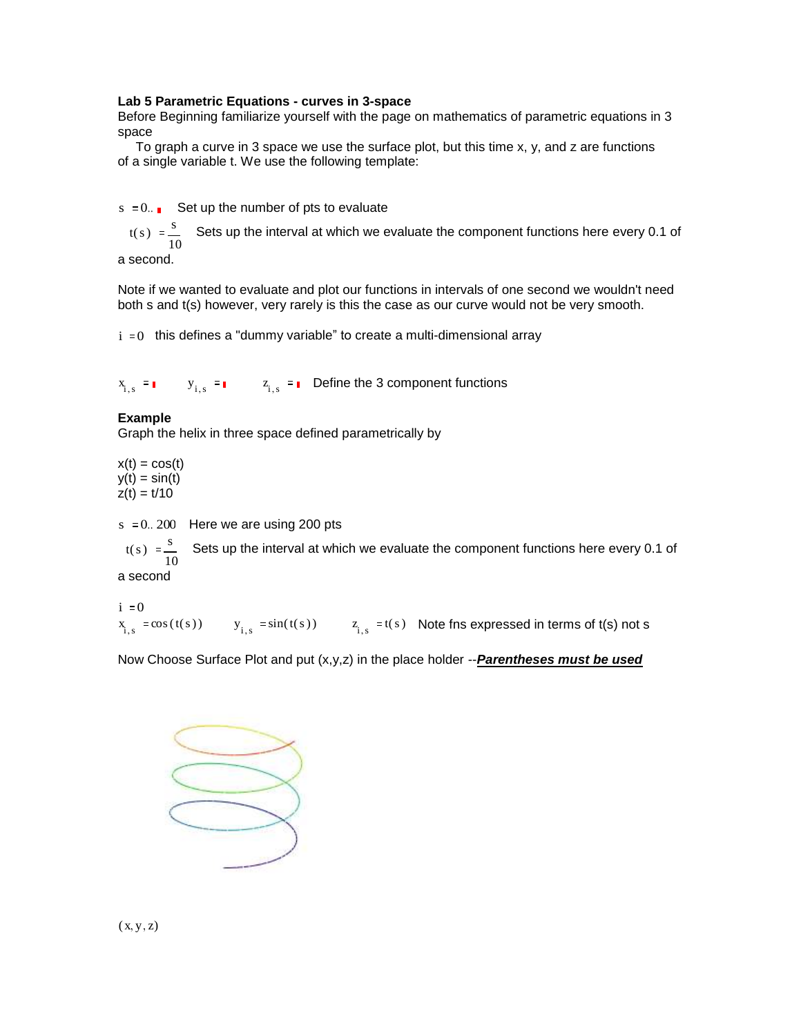**Lab 5 Parametric Equations - curves in 3-space**

Before Beginning familiarize yourself with the page on mathematics of parametric equations in 3 space

To graph a curve in 3 space we use the surface plot, but this time x, y, and z are functions of a single variable t. We use the following template:

$s := 0..\blacksquare$ Set up the number of pts to evaluate

$t(s) := \frac{s}{10}$ Sets up the interval at which we evaluate the component functions here every 0.1 of a second.

Note if we wanted to evaluate and plot our functions in intervals of one second we wouldn't need both s and t(s) however, very rarely is this the case as our curve would not be very smooth.

$i := 0$ this defines a "dummy variable" to create a multi-dimensional array

$x_{i,s} := \blacksquare$ $y_{i,s} := \blacksquare$ $z_{i,s} := \blacksquare$ Define the 3 component functions

**Example**

Graph the helix in three space defined parametrically by

x(t) = cos(t)
y(t) = sin(t)
z(t) = t/10

$s := 0..200$ Here we are using 200 pts

$t(s) := \frac{s}{10}$ Sets up the interval at which we evaluate the component functions here every 0.1 of a second

$i := 0$

$x_{i,s} := \cos(t(s))$ $y_{i,s} := \sin(t(s))$ $z_{i,s} := t(s)$ Note fns expressed in terms of t(s) not s

Now Choose Surface Plot and put (x,y,z) in the place holder --***<u>Parentheses must be used</u>***

$(x, y, z)$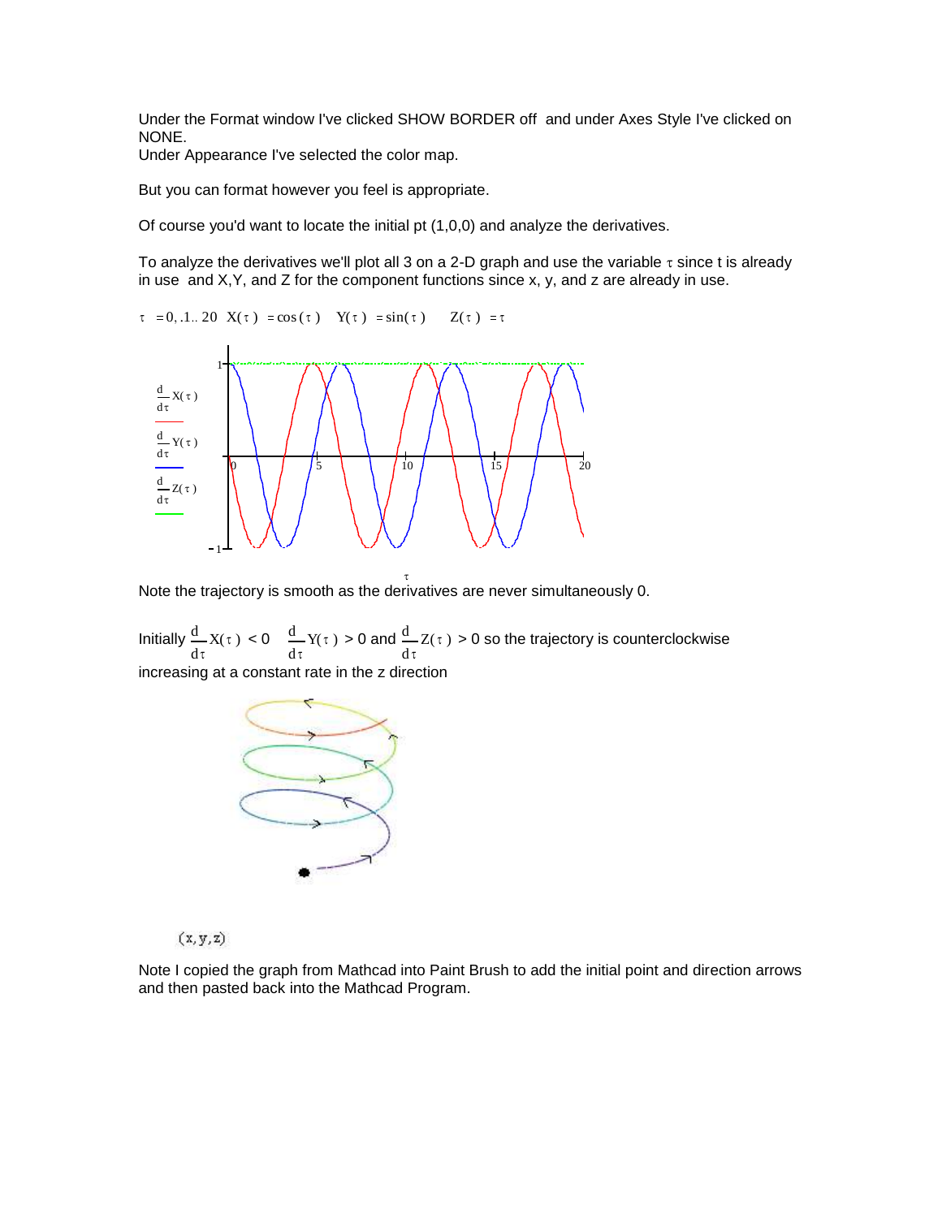Under the Format window I've clicked SHOW BORDER off and under Axes Style I've clicked on NONE.
Under Appearance I've selected the color map.

But you can format however you feel is appropriate.

Of course you'd want to locate the initial pt (1,0,0) and analyze the derivatives.

To analyze the derivatives we'll plot all 3 on a 2-D graph and use the variable $\tau$ since t is already in use and X,Y, and Z for the component functions since x, y, and z are already in use.

$\tau = 0, .1 .. 20 \quad X(\tau) = \cos(\tau) \quad Y(\tau) = \sin(\tau) \quad Z(\tau) = \tau$

Note the trajectory is smooth as the derivatives are never simultaneously 0.

Initially $\frac{d}{d\tau}X(\tau) < 0$ $\frac{d}{d\tau}Y(\tau) > 0$ and $\frac{d}{d\tau}Z(\tau) > 0$ so the trajectory is counterclockwise increasing at a constant rate in the z direction

(x, y, z)

Note I copied the graph from Mathcad into Paint Brush to add the initial point and direction arrows and then pasted back into the Mathcad Program.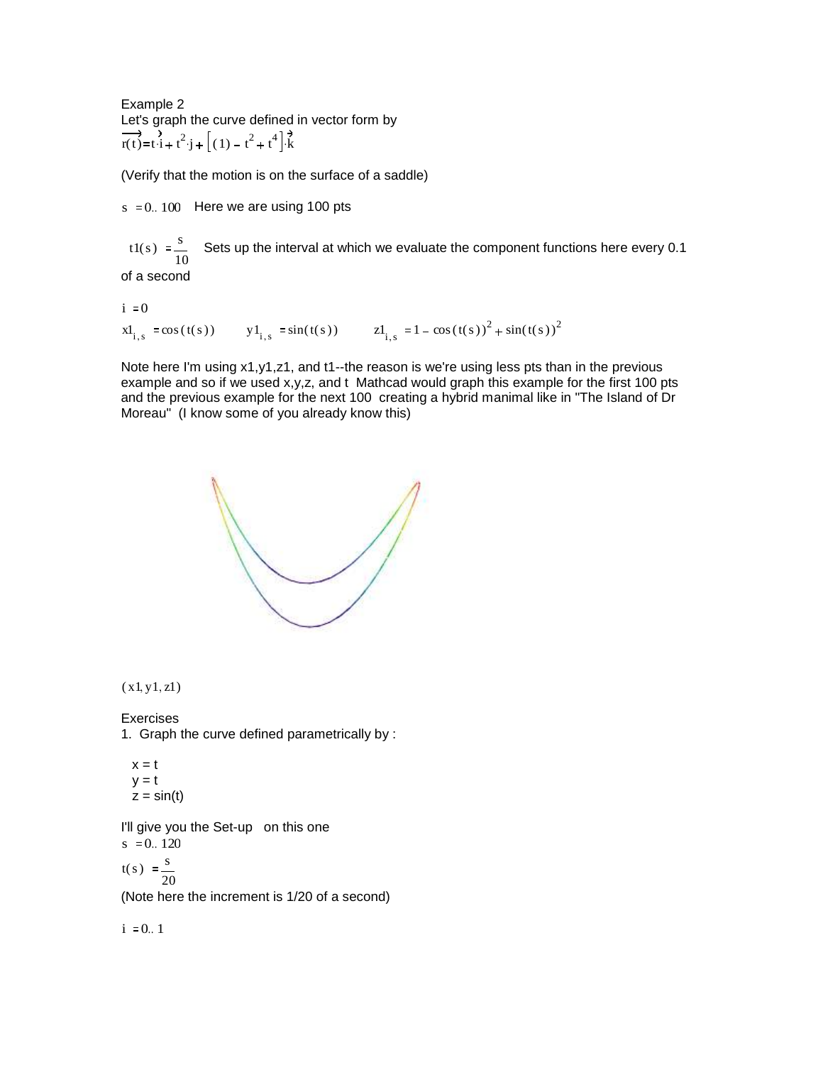Example 2

Let's graph the curve defined in vector form by

$\overrightarrow{r(t)} = t\cdot\vec{i} + t^2\cdot\vec{j} + \left[(1) - t^2 + t^4\right]\cdot\vec{k}$

(Verify that the motion is on the surface of a saddle)

$s := 0..100$  Here we are using 100 pts

$t1(s) := \dfrac{s}{10}$  Sets up the interval at which we evaluate the component functions here every 0.1 of a second

$i := 0$

$x1_{i,s} := \cos(t(s))$  $y1_{i,s} := \sin(t(s))$  $z1_{i,s} := 1 - \cos(t(s))^2 + \sin(t(s))^2$

Note here I'm using x1,y1,z1, and t1--the reason is we're using less pts than in the previous example and so if we used x,y,z, and t Mathcad would graph this example for the first 100 pts and the previous example for the next 100 creating a hybrid manimal like in "The Island of Dr Moreau" (I know some of you already know this)

$(x1, y1, z1)$

Exercises

1. Graph the curve defined parametrically by :

$x = t$
$y = t$
$z = \sin(t)$

I'll give you the Set-up on this one

$s := 0..120$

$t(s) := \dfrac{s}{20}$

(Note here the increment is 1/20 of a second)

$i := 0..1$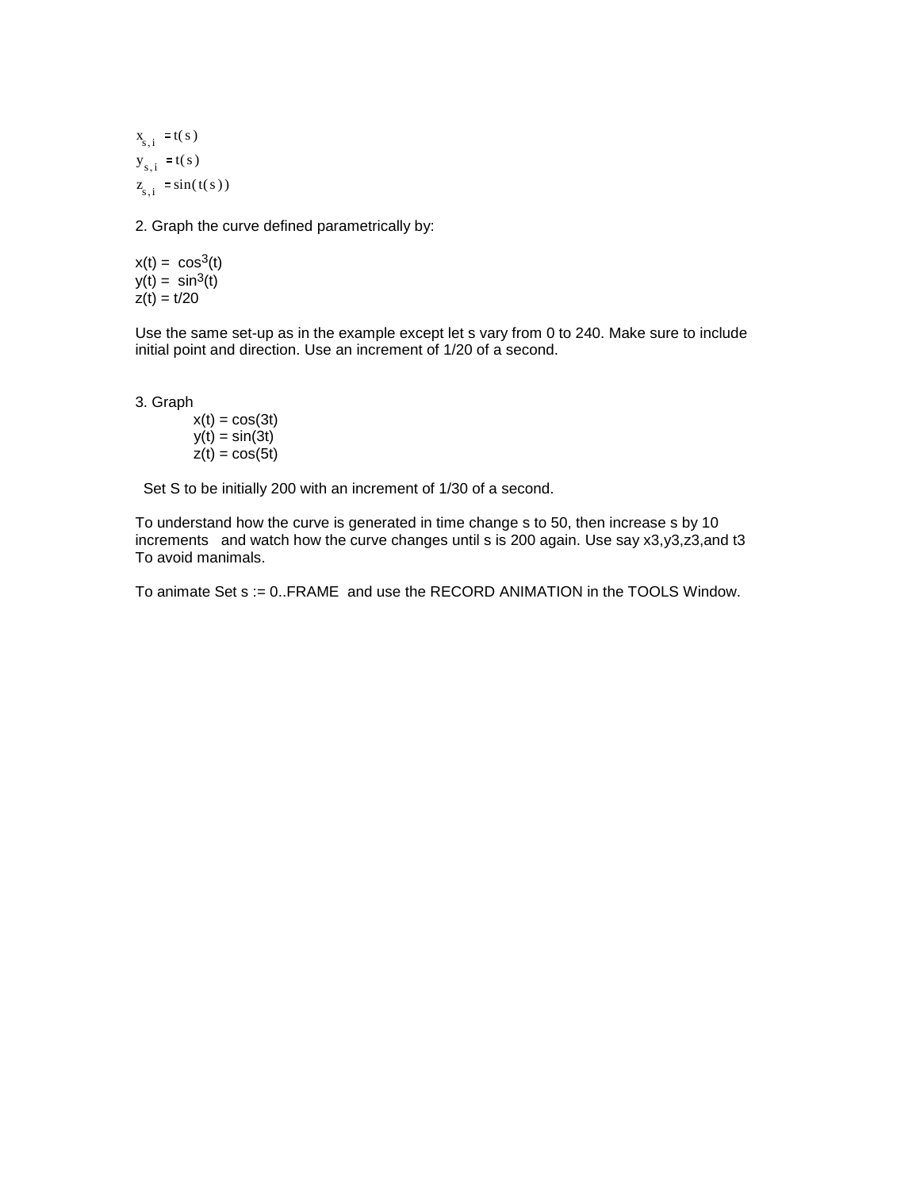$$x_{s,i} = t(s)$$
$$y_{s,i} = t(s)$$
$$z_{s,i} = \sin(t(s))$$

2. Graph the curve defined parametrically by:

$x(t) = \cos^3(t)$
$y(t) = \sin^3(t)$
$z(t) = t/20$

Use the same set-up as in the example except let s vary from 0 to 240. Make sure to include initial point and direction. Use an increment of 1/20 of a second.

3. Graph

$x(t) = \cos(3t)$
$y(t) = \sin(3t)$
$z(t) = \cos(5t)$

Set S to be initially 200 with an increment of 1/30 of a second.

To understand how the curve is generated in time change s to 50, then increase s by 10 increments and watch how the curve changes until s is 200 again. Use say x3,y3,z3,and t3 To avoid manimals.

To animate Set s := 0..FRAME and use the RECORD ANIMATION in the TOOLS Window.